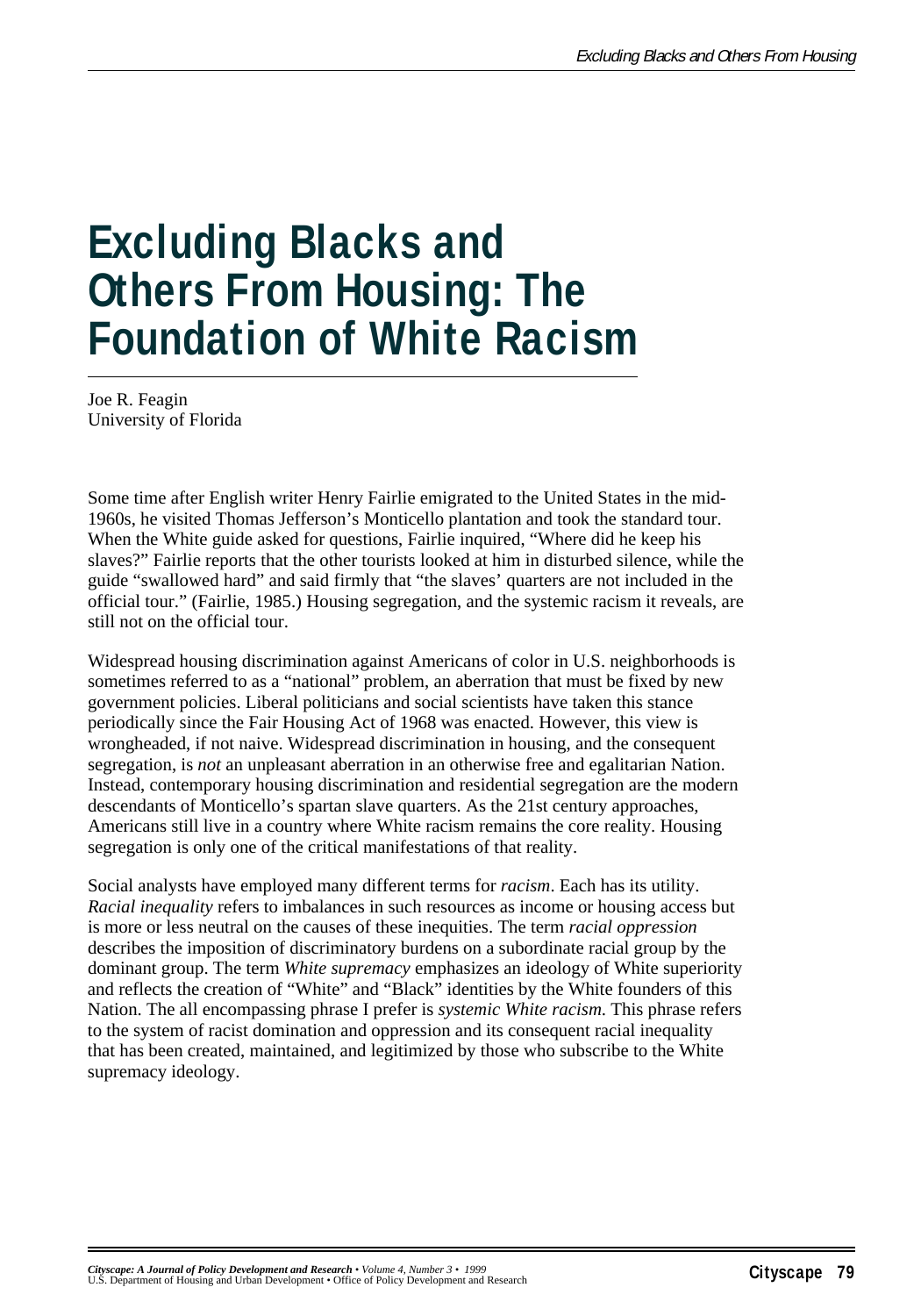# Excluding Blacks and Others From Housing: The Foundation of White Racism

Joe R. Feagin
University of Florida

Some time after English writer Henry Fairlie emigrated to the United States in the mid-1960s, he visited Thomas Jefferson's Monticello plantation and took the standard tour. When the White guide asked for questions, Fairlie inquired, "Where did he keep his slaves?" Fairlie reports that the other tourists looked at him in disturbed silence, while the guide "swallowed hard" and said firmly that "the slaves' quarters are not included in the official tour." (Fairlie, 1985.) Housing segregation, and the systemic racism it reveals, are still not on the official tour.

Widespread housing discrimination against Americans of color in U.S. neighborhoods is sometimes referred to as a "national" problem, an aberration that must be fixed by new government policies. Liberal politicians and social scientists have taken this stance periodically since the Fair Housing Act of 1968 was enacted. However, this view is wrongheaded, if not naive. Widespread discrimination in housing, and the consequent segregation, is *not* an unpleasant aberration in an otherwise free and egalitarian Nation. Instead, contemporary housing discrimination and residential segregation are the modern descendants of Monticello's spartan slave quarters. As the 21st century approaches, Americans still live in a country where White racism remains the core reality. Housing segregation is only one of the critical manifestations of that reality.

Social analysts have employed many different terms for *racism*. Each has its utility. *Racial inequality* refers to imbalances in such resources as income or housing access but is more or less neutral on the causes of these inequities. The term *racial oppression* describes the imposition of discriminatory burdens on a subordinate racial group by the dominant group. The term *White supremacy* emphasizes an ideology of White superiority and reflects the creation of "White" and "Black" identities by the White founders of this Nation. The all encompassing phrase I prefer is *systemic White racism.* This phrase refers to the system of racist domination and oppression and its consequent racial inequality that has been created, maintained, and legitimized by those who subscribe to the White supremacy ideology.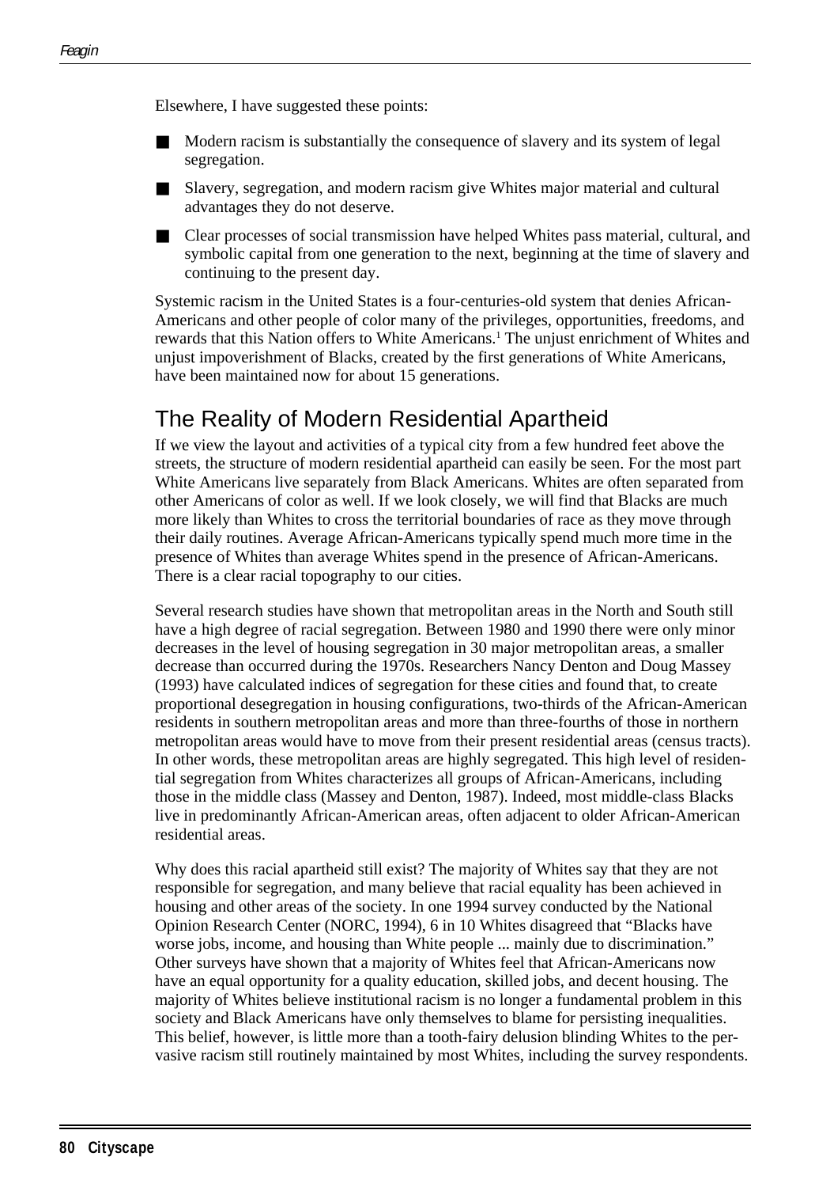Elsewhere, I have suggested these points:

- Modern racism is substantially the consequence of slavery and its system of legal segregation.
- Slavery, segregation, and modern racism give Whites major material and cultural advantages they do not deserve.
- Clear processes of social transmission have helped Whites pass material, cultural, and symbolic capital from one generation to the next, beginning at the time of slavery and continuing to the present day.

Systemic racism in the United States is a four-centuries-old system that denies African-Americans and other people of color many of the privileges, opportunities, freedoms, and rewards that this Nation offers to White Americans.[1] The unjust enrichment of Whites and unjust impoverishment of Blacks, created by the first generations of White Americans, have been maintained now for about 15 generations.

## The Reality of Modern Residential Apartheid

If we view the layout and activities of a typical city from a few hundred feet above the streets, the structure of modern residential apartheid can easily be seen. For the most part White Americans live separately from Black Americans. Whites are often separated from other Americans of color as well. If we look closely, we will find that Blacks are much more likely than Whites to cross the territorial boundaries of race as they move through their daily routines. Average African-Americans typically spend much more time in the presence of Whites than average Whites spend in the presence of African-Americans. There is a clear racial topography to our cities.

Several research studies have shown that metropolitan areas in the North and South still have a high degree of racial segregation. Between 1980 and 1990 there were only minor decreases in the level of housing segregation in 30 major metropolitan areas, a smaller decrease than occurred during the 1970s. Researchers Nancy Denton and Doug Massey (1993) have calculated indices of segregation for these cities and found that, to create proportional desegregation in housing configurations, two-thirds of the African-American residents in southern metropolitan areas and more than three-fourths of those in northern metropolitan areas would have to move from their present residential areas (census tracts). In other words, these metropolitan areas are highly segregated. This high level of residential segregation from Whites characterizes all groups of African-Americans, including those in the middle class (Massey and Denton, 1987). Indeed, most middle-class Blacks live in predominantly African-American areas, often adjacent to older African-American residential areas.

Why does this racial apartheid still exist? The majority of Whites say that they are not responsible for segregation, and many believe that racial equality has been achieved in housing and other areas of the society. In one 1994 survey conducted by the National Opinion Research Center (NORC, 1994), 6 in 10 Whites disagreed that "Blacks have worse jobs, income, and housing than White people ... mainly due to discrimination." Other surveys have shown that a majority of Whites feel that African-Americans now have an equal opportunity for a quality education, skilled jobs, and decent housing. The majority of Whites believe institutional racism is no longer a fundamental problem in this society and Black Americans have only themselves to blame for persisting inequalities. This belief, however, is little more than a tooth-fairy delusion blinding Whites to the pervasive racism still routinely maintained by most Whites, including the survey respondents.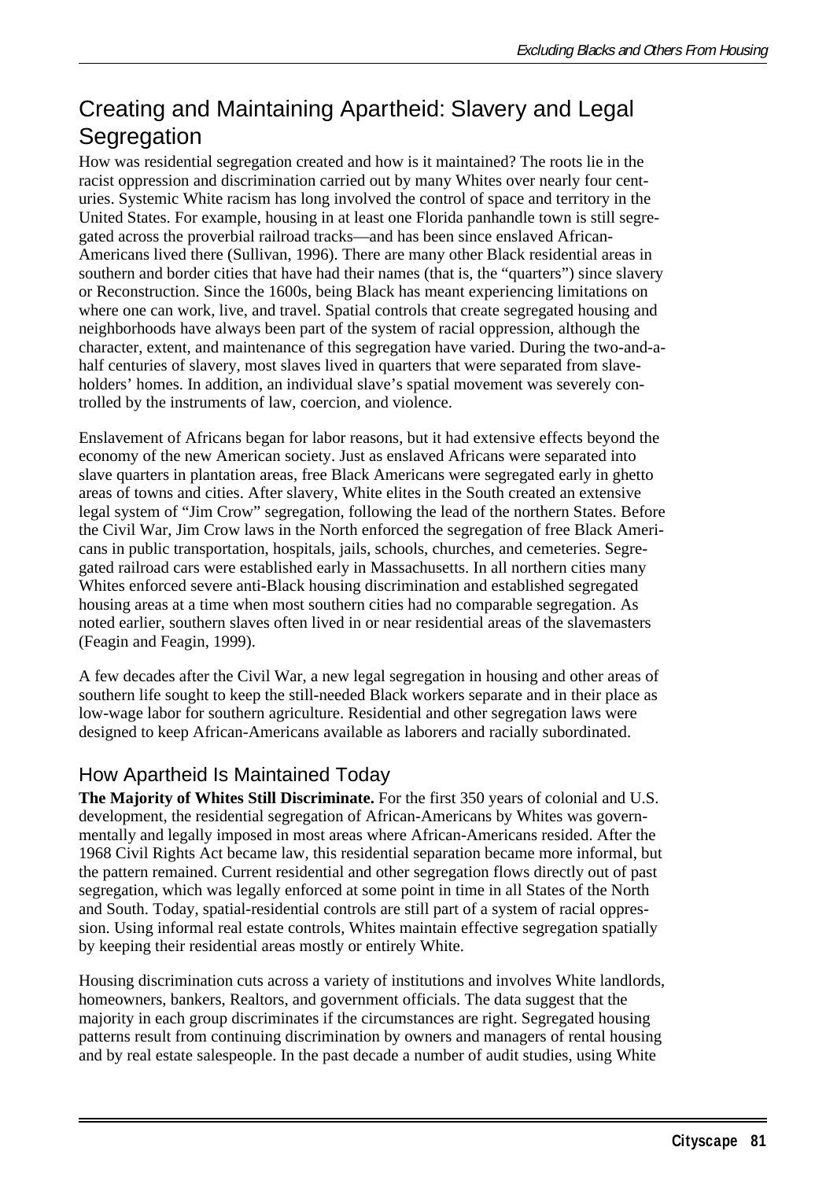## Creating and Maintaining Apartheid: Slavery and Legal Segregation

How was residential segregation created and how is it maintained? The roots lie in the racist oppression and discrimination carried out by many Whites over nearly four centuries. Systemic White racism has long involved the control of space and territory in the United States. For example, housing in at least one Florida panhandle town is still segregated across the proverbial railroad tracks—and has been since enslaved African-Americans lived there (Sullivan, 1996). There are many other Black residential areas in southern and border cities that have had their names (that is, the "quarters") since slavery or Reconstruction. Since the 1600s, being Black has meant experiencing limitations on where one can work, live, and travel. Spatial controls that create segregated housing and neighborhoods have always been part of the system of racial oppression, although the character, extent, and maintenance of this segregation have varied. During the two-and-a-half centuries of slavery, most slaves lived in quarters that were separated from slaveholders' homes. In addition, an individual slave's spatial movement was severely controlled by the instruments of law, coercion, and violence.

Enslavement of Africans began for labor reasons, but it had extensive effects beyond the economy of the new American society. Just as enslaved Africans were separated into slave quarters in plantation areas, free Black Americans were segregated early in ghetto areas of towns and cities. After slavery, White elites in the South created an extensive legal system of "Jim Crow" segregation, following the lead of the northern States. Before the Civil War, Jim Crow laws in the North enforced the segregation of free Black Americans in public transportation, hospitals, jails, schools, churches, and cemeteries. Segregated railroad cars were established early in Massachusetts. In all northern cities many Whites enforced severe anti-Black housing discrimination and established segregated housing areas at a time when most southern cities had no comparable segregation. As noted earlier, southern slaves often lived in or near residential areas of the slavemasters (Feagin and Feagin, 1999).

A few decades after the Civil War, a new legal segregation in housing and other areas of southern life sought to keep the still-needed Black workers separate and in their place as low-wage labor for southern agriculture. Residential and other segregation laws were designed to keep African-Americans available as laborers and racially subordinated.

### How Apartheid Is Maintained Today

**The Majority of Whites Still Discriminate.** For the first 350 years of colonial and U.S. development, the residential segregation of African-Americans by Whites was governmentally and legally imposed in most areas where African-Americans resided. After the 1968 Civil Rights Act became law, this residential separation became more informal, but the pattern remained. Current residential and other segregation flows directly out of past segregation, which was legally enforced at some point in time in all States of the North and South. Today, spatial-residential controls are still part of a system of racial oppression. Using informal real estate controls, Whites maintain effective segregation spatially by keeping their residential areas mostly or entirely White.

Housing discrimination cuts across a variety of institutions and involves White landlords, homeowners, bankers, Realtors, and government officials. The data suggest that the majority in each group discriminates if the circumstances are right. Segregated housing patterns result from continuing discrimination by owners and managers of rental housing and by real estate salespeople. In the past decade a number of audit studies, using White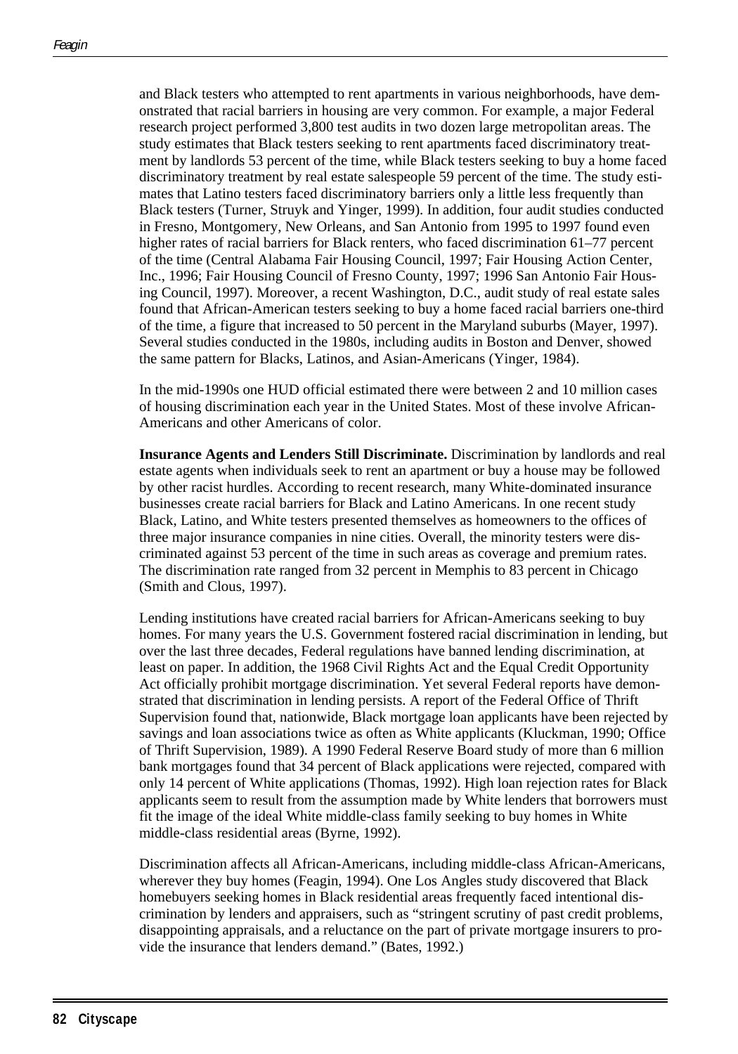and Black testers who attempted to rent apartments in various neighborhoods, have demonstrated that racial barriers in housing are very common. For example, a major Federal research project performed 3,800 test audits in two dozen large metropolitan areas. The study estimates that Black testers seeking to rent apartments faced discriminatory treatment by landlords 53 percent of the time, while Black testers seeking to buy a home faced discriminatory treatment by real estate salespeople 59 percent of the time. The study estimates that Latino testers faced discriminatory barriers only a little less frequently than Black testers (Turner, Struyk and Yinger, 1999). In addition, four audit studies conducted in Fresno, Montgomery, New Orleans, and San Antonio from 1995 to 1997 found even higher rates of racial barriers for Black renters, who faced discrimination 61–77 percent of the time (Central Alabama Fair Housing Council, 1997; Fair Housing Action Center, Inc., 1996; Fair Housing Council of Fresno County, 1997; 1996 San Antonio Fair Housing Council, 1997). Moreover, a recent Washington, D.C., audit study of real estate sales found that African-American testers seeking to buy a home faced racial barriers one-third of the time, a figure that increased to 50 percent in the Maryland suburbs (Mayer, 1997). Several studies conducted in the 1980s, including audits in Boston and Denver, showed the same pattern for Blacks, Latinos, and Asian-Americans (Yinger, 1984).

In the mid-1990s one HUD official estimated there were between 2 and 10 million cases of housing discrimination each year in the United States. Most of these involve African-Americans and other Americans of color.

**Insurance Agents and Lenders Still Discriminate.** Discrimination by landlords and real estate agents when individuals seek to rent an apartment or buy a house may be followed by other racist hurdles. According to recent research, many White-dominated insurance businesses create racial barriers for Black and Latino Americans. In one recent study Black, Latino, and White testers presented themselves as homeowners to the offices of three major insurance companies in nine cities. Overall, the minority testers were discriminated against 53 percent of the time in such areas as coverage and premium rates. The discrimination rate ranged from 32 percent in Memphis to 83 percent in Chicago (Smith and Clous, 1997).

Lending institutions have created racial barriers for African-Americans seeking to buy homes. For many years the U.S. Government fostered racial discrimination in lending, but over the last three decades, Federal regulations have banned lending discrimination, at least on paper. In addition, the 1968 Civil Rights Act and the Equal Credit Opportunity Act officially prohibit mortgage discrimination. Yet several Federal reports have demonstrated that discrimination in lending persists. A report of the Federal Office of Thrift Supervision found that, nationwide, Black mortgage loan applicants have been rejected by savings and loan associations twice as often as White applicants (Kluckman, 1990; Office of Thrift Supervision, 1989). A 1990 Federal Reserve Board study of more than 6 million bank mortgages found that 34 percent of Black applications were rejected, compared with only 14 percent of White applications (Thomas, 1992). High loan rejection rates for Black applicants seem to result from the assumption made by White lenders that borrowers must fit the image of the ideal White middle-class family seeking to buy homes in White middle-class residential areas (Byrne, 1992).

Discrimination affects all African-Americans, including middle-class African-Americans, wherever they buy homes (Feagin, 1994). One Los Angles study discovered that Black homebuyers seeking homes in Black residential areas frequently faced intentional discrimination by lenders and appraisers, such as "stringent scrutiny of past credit problems, disappointing appraisals, and a reluctance on the part of private mortgage insurers to provide the insurance that lenders demand." (Bates, 1992.)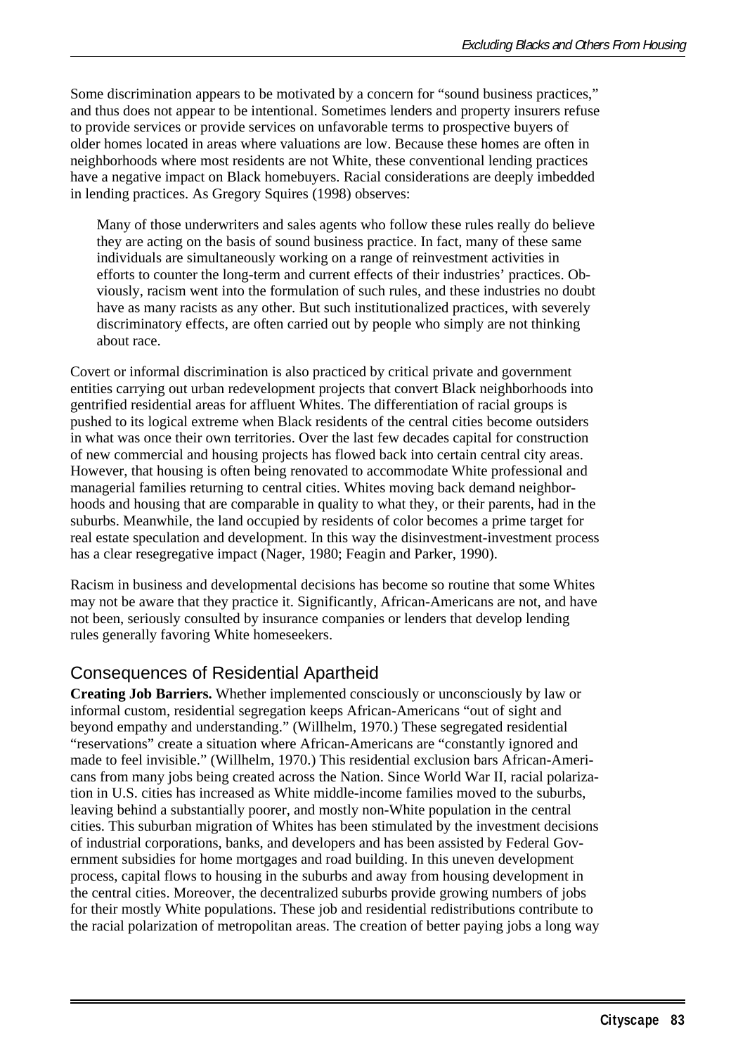Some discrimination appears to be motivated by a concern for "sound business practices," and thus does not appear to be intentional. Sometimes lenders and property insurers refuse to provide services or provide services on unfavorable terms to prospective buyers of older homes located in areas where valuations are low. Because these homes are often in neighborhoods where most residents are not White, these conventional lending practices have a negative impact on Black homebuyers. Racial considerations are deeply imbedded in lending practices. As Gregory Squires (1998) observes:

> Many of those underwriters and sales agents who follow these rules really do believe they are acting on the basis of sound business practice. In fact, many of these same individuals are simultaneously working on a range of reinvestment activities in efforts to counter the long-term and current effects of their industries' practices. Obviously, racism went into the formulation of such rules, and these industries no doubt have as many racists as any other. But such institutionalized practices, with severely discriminatory effects, are often carried out by people who simply are not thinking about race.

Covert or informal discrimination is also practiced by critical private and government entities carrying out urban redevelopment projects that convert Black neighborhoods into gentrified residential areas for affluent Whites. The differentiation of racial groups is pushed to its logical extreme when Black residents of the central cities become outsiders in what was once their own territories. Over the last few decades capital for construction of new commercial and housing projects has flowed back into certain central city areas. However, that housing is often being renovated to accommodate White professional and managerial families returning to central cities. Whites moving back demand neighborhoods and housing that are comparable in quality to what they, or their parents, had in the suburbs. Meanwhile, the land occupied by residents of color becomes a prime target for real estate speculation and development. In this way the disinvestment-investment process has a clear resegregative impact (Nager, 1980; Feagin and Parker, 1990).

Racism in business and developmental decisions has become so routine that some Whites may not be aware that they practice it. Significantly, African-Americans are not, and have not been, seriously consulted by insurance companies or lenders that develop lending rules generally favoring White homeseekers.

## Consequences of Residential Apartheid

**Creating Job Barriers.** Whether implemented consciously or unconsciously by law or informal custom, residential segregation keeps African-Americans "out of sight and beyond empathy and understanding." (Willhelm, 1970.) These segregated residential "reservations" create a situation where African-Americans are "constantly ignored and made to feel invisible." (Willhelm, 1970.) This residential exclusion bars African-Americans from many jobs being created across the Nation. Since World War II, racial polarization in U.S. cities has increased as White middle-income families moved to the suburbs, leaving behind a substantially poorer, and mostly non-White population in the central cities. This suburban migration of Whites has been stimulated by the investment decisions of industrial corporations, banks, and developers and has been assisted by Federal Government subsidies for home mortgages and road building. In this uneven development process, capital flows to housing in the suburbs and away from housing development in the central cities. Moreover, the decentralized suburbs provide growing numbers of jobs for their mostly White populations. These job and residential redistributions contribute to the racial polarization of metropolitan areas. The creation of better paying jobs a long way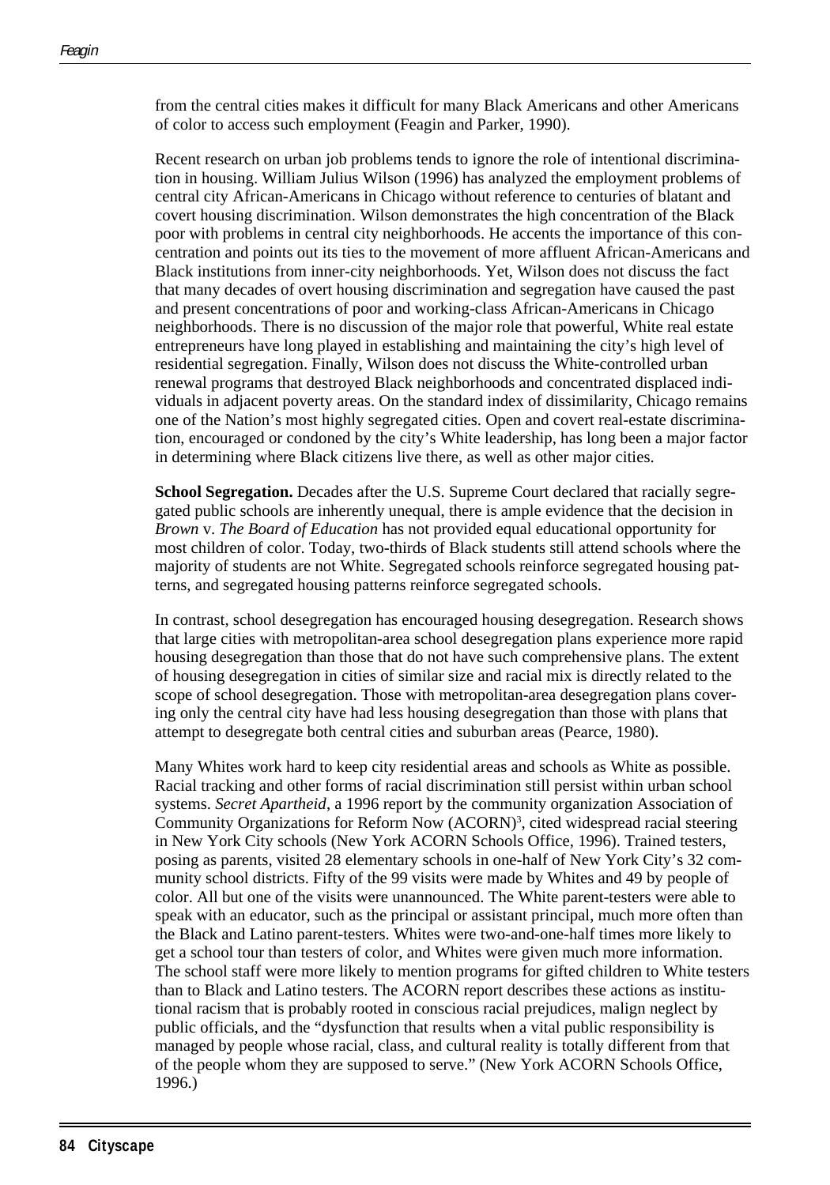from the central cities makes it difficult for many Black Americans and other Americans of color to access such employment (Feagin and Parker, 1990).

Recent research on urban job problems tends to ignore the role of intentional discrimination in housing. William Julius Wilson (1996) has analyzed the employment problems of central city African-Americans in Chicago without reference to centuries of blatant and covert housing discrimination. Wilson demonstrates the high concentration of the Black poor with problems in central city neighborhoods. He accents the importance of this concentration and points out its ties to the movement of more affluent African-Americans and Black institutions from inner-city neighborhoods. Yet, Wilson does not discuss the fact that many decades of overt housing discrimination and segregation have caused the past and present concentrations of poor and working-class African-Americans in Chicago neighborhoods. There is no discussion of the major role that powerful, White real estate entrepreneurs have long played in establishing and maintaining the city's high level of residential segregation. Finally, Wilson does not discuss the White-controlled urban renewal programs that destroyed Black neighborhoods and concentrated displaced individuals in adjacent poverty areas. On the standard index of dissimilarity, Chicago remains one of the Nation's most highly segregated cities. Open and covert real-estate discrimination, encouraged or condoned by the city's White leadership, has long been a major factor in determining where Black citizens live there, as well as other major cities.

**School Segregation.** Decades after the U.S. Supreme Court declared that racially segregated public schools are inherently unequal, there is ample evidence that the decision in *Brown* v. *The Board of Education* has not provided equal educational opportunity for most children of color. Today, two-thirds of Black students still attend schools where the majority of students are not White. Segregated schools reinforce segregated housing patterns, and segregated housing patterns reinforce segregated schools.

In contrast, school desegregation has encouraged housing desegregation. Research shows that large cities with metropolitan-area school desegregation plans experience more rapid housing desegregation than those that do not have such comprehensive plans. The extent of housing desegregation in cities of similar size and racial mix is directly related to the scope of school desegregation. Those with metropolitan-area desegregation plans covering only the central city have had less housing desegregation than those with plans that attempt to desegregate both central cities and suburban areas (Pearce, 1980).

Many Whites work hard to keep city residential areas and schools as White as possible. Racial tracking and other forms of racial discrimination still persist within urban school systems. *Secret Apartheid*, a 1996 report by the community organization Association of Community Organizations for Reform Now (ACORN)[3], cited widespread racial steering in New York City schools (New York ACORN Schools Office, 1996). Trained testers, posing as parents, visited 28 elementary schools in one-half of New York City's 32 community school districts. Fifty of the 99 visits were made by Whites and 49 by people of color. All but one of the visits were unannounced. The White parent-testers were able to speak with an educator, such as the principal or assistant principal, much more often than the Black and Latino parent-testers. Whites were two-and-one-half times more likely to get a school tour than testers of color, and Whites were given much more information. The school staff were more likely to mention programs for gifted children to White testers than to Black and Latino testers. The ACORN report describes these actions as institutional racism that is probably rooted in conscious racial prejudices, malign neglect by public officials, and the "dysfunction that results when a vital public responsibility is managed by people whose racial, class, and cultural reality is totally different from that of the people whom they are supposed to serve." (New York ACORN Schools Office, 1996.)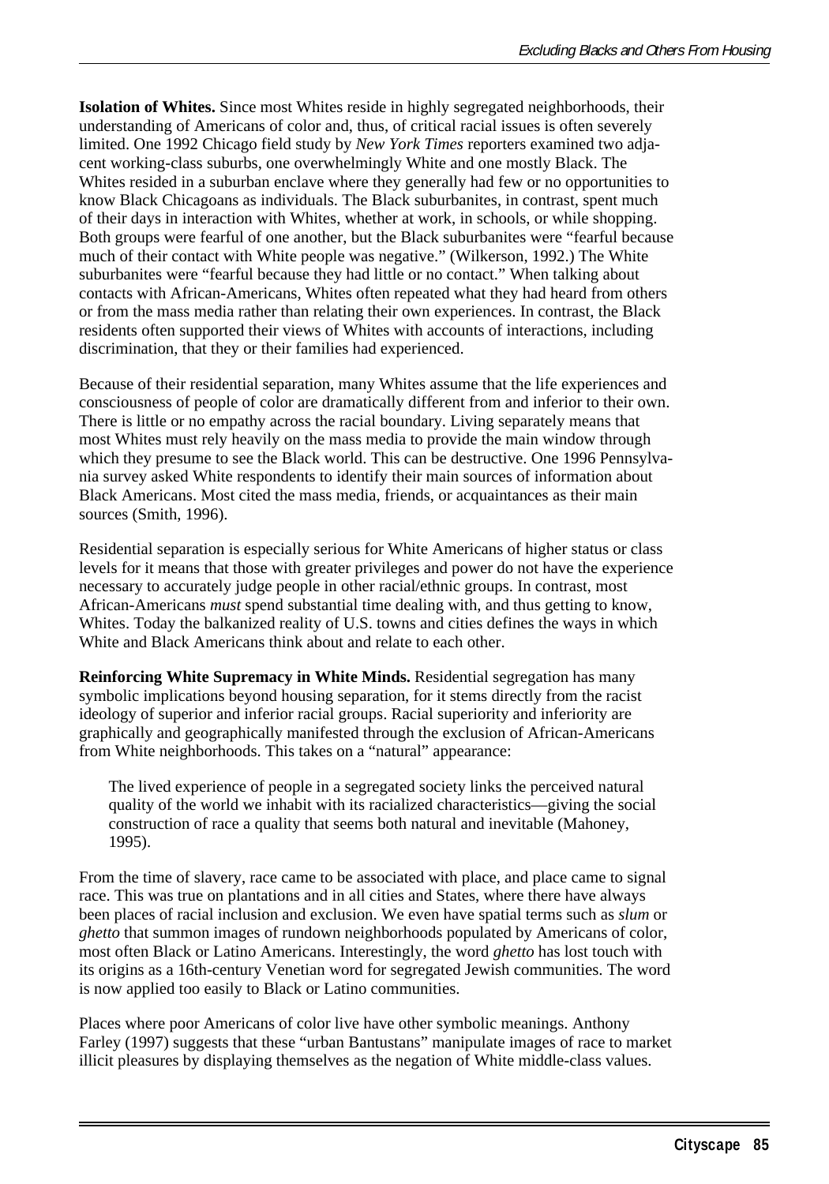**Isolation of Whites.** Since most Whites reside in highly segregated neighborhoods, their understanding of Americans of color and, thus, of critical racial issues is often severely limited. One 1992 Chicago field study by *New York Times* reporters examined two adjacent working-class suburbs, one overwhelmingly White and one mostly Black. The Whites resided in a suburban enclave where they generally had few or no opportunities to know Black Chicagoans as individuals. The Black suburbanites, in contrast, spent much of their days in interaction with Whites, whether at work, in schools, or while shopping. Both groups were fearful of one another, but the Black suburbanites were "fearful because much of their contact with White people was negative." (Wilkerson, 1992.) The White suburbanites were "fearful because they had little or no contact." When talking about contacts with African-Americans, Whites often repeated what they had heard from others or from the mass media rather than relating their own experiences. In contrast, the Black residents often supported their views of Whites with accounts of interactions, including discrimination, that they or their families had experienced.

Because of their residential separation, many Whites assume that the life experiences and consciousness of people of color are dramatically different from and inferior to their own. There is little or no empathy across the racial boundary. Living separately means that most Whites must rely heavily on the mass media to provide the main window through which they presume to see the Black world. This can be destructive. One 1996 Pennsylvania survey asked White respondents to identify their main sources of information about Black Americans. Most cited the mass media, friends, or acquaintances as their main sources (Smith, 1996).

Residential separation is especially serious for White Americans of higher status or class levels for it means that those with greater privileges and power do not have the experience necessary to accurately judge people in other racial/ethnic groups. In contrast, most African-Americans *must* spend substantial time dealing with, and thus getting to know, Whites. Today the balkanized reality of U.S. towns and cities defines the ways in which White and Black Americans think about and relate to each other.

**Reinforcing White Supremacy in White Minds.** Residential segregation has many symbolic implications beyond housing separation, for it stems directly from the racist ideology of superior and inferior racial groups. Racial superiority and inferiority are graphically and geographically manifested through the exclusion of African-Americans from White neighborhoods. This takes on a "natural" appearance:

> The lived experience of people in a segregated society links the perceived natural quality of the world we inhabit with its racialized characteristics—giving the social construction of race a quality that seems both natural and inevitable (Mahoney, 1995).

From the time of slavery, race came to be associated with place, and place came to signal race. This was true on plantations and in all cities and States, where there have always been places of racial inclusion and exclusion. We even have spatial terms such as *slum* or *ghetto* that summon images of rundown neighborhoods populated by Americans of color, most often Black or Latino Americans. Interestingly, the word *ghetto* has lost touch with its origins as a 16th-century Venetian word for segregated Jewish communities. The word is now applied too easily to Black or Latino communities.

Places where poor Americans of color live have other symbolic meanings. Anthony Farley (1997) suggests that these "urban Bantustans" manipulate images of race to market illicit pleasures by displaying themselves as the negation of White middle-class values.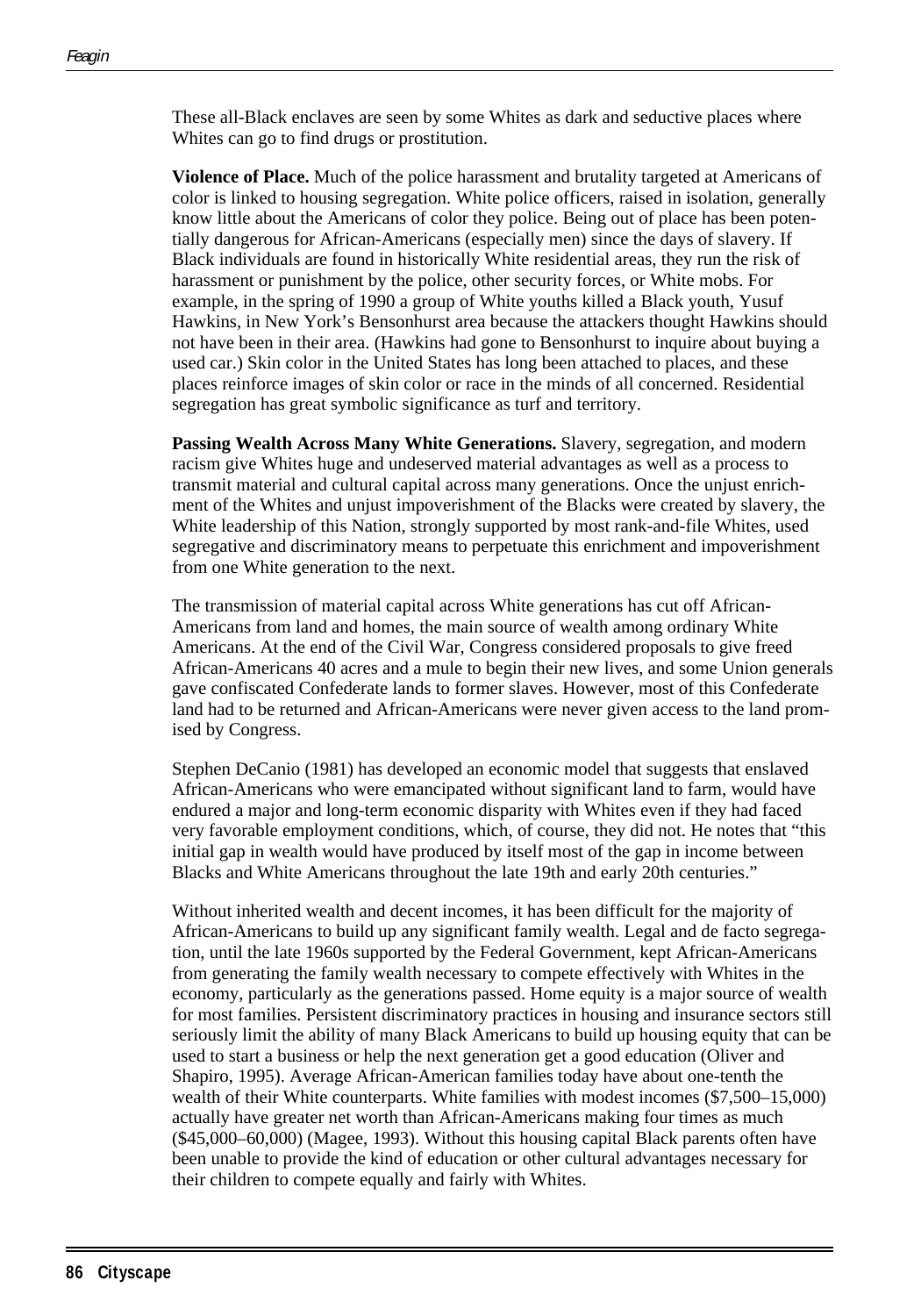These all-Black enclaves are seen by some Whites as dark and seductive places where Whites can go to find drugs or prostitution.

**Violence of Place.** Much of the police harassment and brutality targeted at Americans of color is linked to housing segregation. White police officers, raised in isolation, generally know little about the Americans of color they police. Being out of place has been potentially dangerous for African-Americans (especially men) since the days of slavery. If Black individuals are found in historically White residential areas, they run the risk of harassment or punishment by the police, other security forces, or White mobs. For example, in the spring of 1990 a group of White youths killed a Black youth, Yusuf Hawkins, in New York's Bensonhurst area because the attackers thought Hawkins should not have been in their area. (Hawkins had gone to Bensonhurst to inquire about buying a used car.) Skin color in the United States has long been attached to places, and these places reinforce images of skin color or race in the minds of all concerned. Residential segregation has great symbolic significance as turf and territory.

**Passing Wealth Across Many White Generations.** Slavery, segregation, and modern racism give Whites huge and undeserved material advantages as well as a process to transmit material and cultural capital across many generations. Once the unjust enrichment of the Whites and unjust impoverishment of the Blacks were created by slavery, the White leadership of this Nation, strongly supported by most rank-and-file Whites, used segregative and discriminatory means to perpetuate this enrichment and impoverishment from one White generation to the next.

The transmission of material capital across White generations has cut off African-Americans from land and homes, the main source of wealth among ordinary White Americans. At the end of the Civil War, Congress considered proposals to give freed African-Americans 40 acres and a mule to begin their new lives, and some Union generals gave confiscated Confederate lands to former slaves. However, most of this Confederate land had to be returned and African-Americans were never given access to the land promised by Congress.

Stephen DeCanio (1981) has developed an economic model that suggests that enslaved African-Americans who were emancipated without significant land to farm, would have endured a major and long-term economic disparity with Whites even if they had faced very favorable employment conditions, which, of course, they did not. He notes that "this initial gap in wealth would have produced by itself most of the gap in income between Blacks and White Americans throughout the late 19th and early 20th centuries."

Without inherited wealth and decent incomes, it has been difficult for the majority of African-Americans to build up any significant family wealth. Legal and de facto segregation, until the late 1960s supported by the Federal Government, kept African-Americans from generating the family wealth necessary to compete effectively with Whites in the economy, particularly as the generations passed. Home equity is a major source of wealth for most families. Persistent discriminatory practices in housing and insurance sectors still seriously limit the ability of many Black Americans to build up housing equity that can be used to start a business or help the next generation get a good education (Oliver and Shapiro, 1995). Average African-American families today have about one-tenth the wealth of their White counterparts. White families with modest incomes ($7,500–15,000) actually have greater net worth than African-Americans making four times as much ($45,000–60,000) (Magee, 1993). Without this housing capital Black parents often have been unable to provide the kind of education or other cultural advantages necessary for their children to compete equally and fairly with Whites.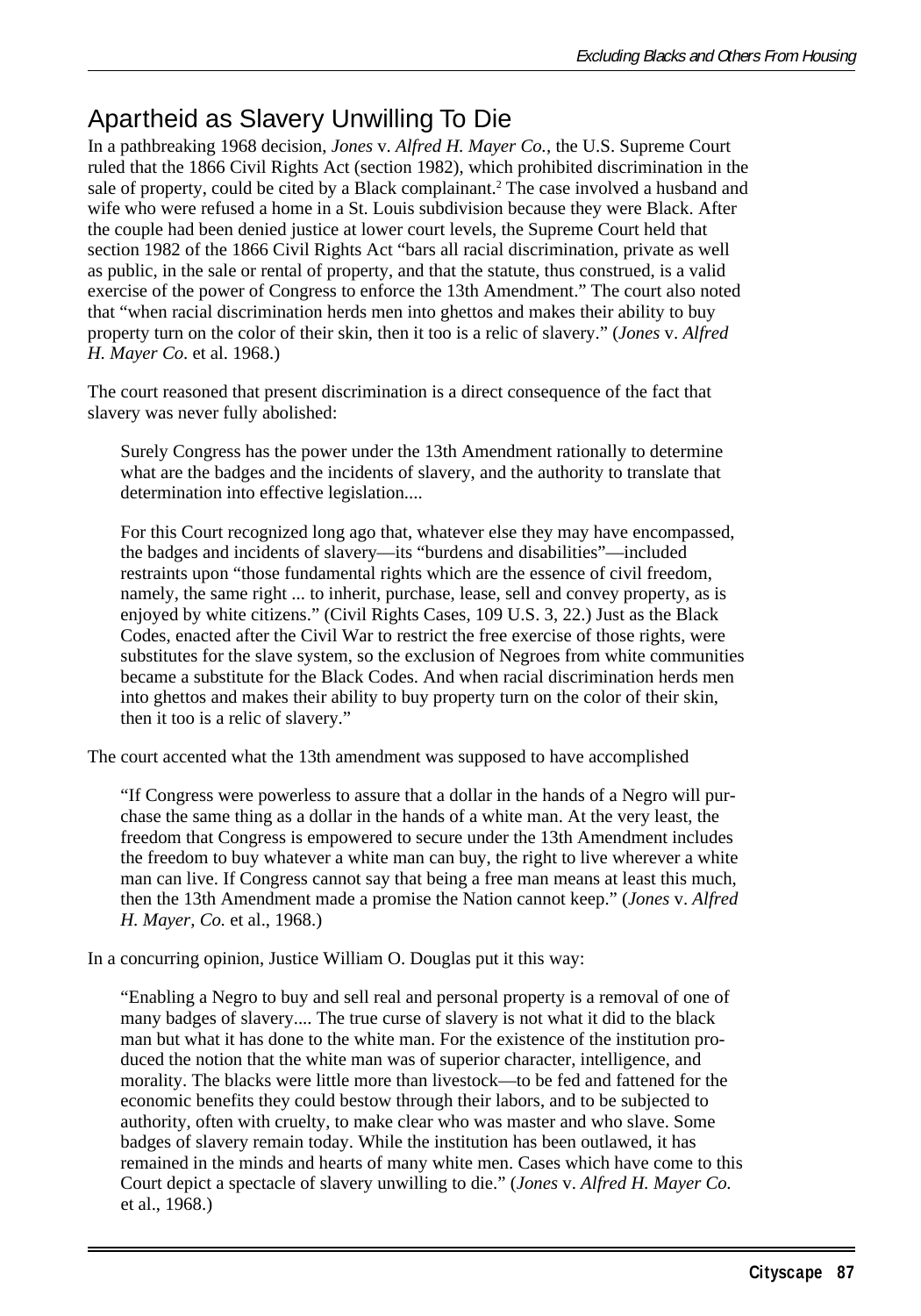## Apartheid as Slavery Unwilling To Die

In a pathbreaking 1968 decision, *Jones* v. *Alfred H. Mayer Co.,* the U.S. Supreme Court ruled that the 1866 Civil Rights Act (section 1982), which prohibited discrimination in the sale of property, could be cited by a Black complainant.[2] The case involved a husband and wife who were refused a home in a St. Louis subdivision because they were Black. After the couple had been denied justice at lower court levels, the Supreme Court held that section 1982 of the 1866 Civil Rights Act "bars all racial discrimination, private as well as public, in the sale or rental of property, and that the statute, thus construed, is a valid exercise of the power of Congress to enforce the 13th Amendment." The court also noted that "when racial discrimination herds men into ghettos and makes their ability to buy property turn on the color of their skin, then it too is a relic of slavery." (*Jones* v. *Alfred H. Mayer Co.* et al. 1968.)

The court reasoned that present discrimination is a direct consequence of the fact that slavery was never fully abolished:

> Surely Congress has the power under the 13th Amendment rationally to determine what are the badges and the incidents of slavery, and the authority to translate that determination into effective legislation....
>
> For this Court recognized long ago that, whatever else they may have encompassed, the badges and incidents of slavery—its "burdens and disabilities"—included restraints upon "those fundamental rights which are the essence of civil freedom, namely, the same right ... to inherit, purchase, lease, sell and convey property, as is enjoyed by white citizens." (Civil Rights Cases, 109 U.S. 3, 22.) Just as the Black Codes, enacted after the Civil War to restrict the free exercise of those rights, were substitutes for the slave system, so the exclusion of Negroes from white communities became a substitute for the Black Codes. And when racial discrimination herds men into ghettos and makes their ability to buy property turn on the color of their skin, then it too is a relic of slavery."

The court accented what the 13th amendment was supposed to have accomplished

> "If Congress were powerless to assure that a dollar in the hands of a Negro will purchase the same thing as a dollar in the hands of a white man. At the very least, the freedom that Congress is empowered to secure under the 13th Amendment includes the freedom to buy whatever a white man can buy, the right to live wherever a white man can live. If Congress cannot say that being a free man means at least this much, then the 13th Amendment made a promise the Nation cannot keep." (*Jones* v. *Alfred H. Mayer, Co.* et al., 1968.)

In a concurring opinion, Justice William O. Douglas put it this way:

> "Enabling a Negro to buy and sell real and personal property is a removal of one of many badges of slavery.... The true curse of slavery is not what it did to the black man but what it has done to the white man. For the existence of the institution produced the notion that the white man was of superior character, intelligence, and morality. The blacks were little more than livestock—to be fed and fattened for the economic benefits they could bestow through their labors, and to be subjected to authority, often with cruelty, to make clear who was master and who slave. Some badges of slavery remain today. While the institution has been outlawed, it has remained in the minds and hearts of many white men. Cases which have come to this Court depict a spectacle of slavery unwilling to die." (*Jones* v. *Alfred H. Mayer Co.* et al., 1968.)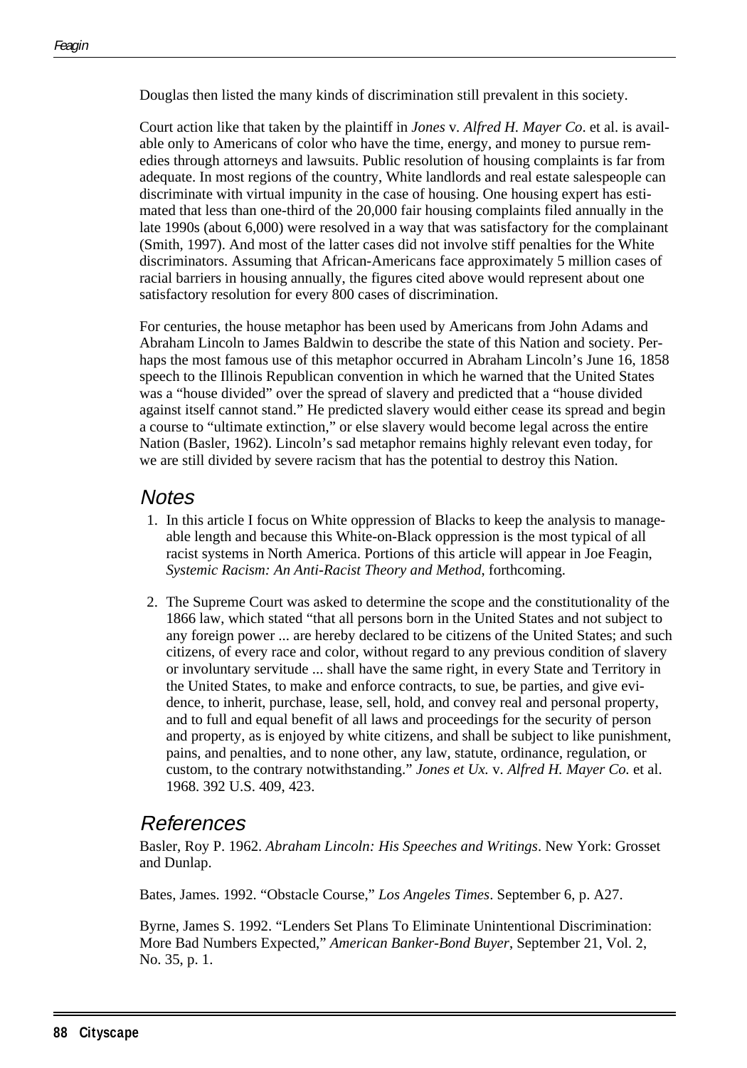Douglas then listed the many kinds of discrimination still prevalent in this society.

Court action like that taken by the plaintiff in *Jones* v. *Alfred H. Mayer Co*. et al. is available only to Americans of color who have the time, energy, and money to pursue remedies through attorneys and lawsuits. Public resolution of housing complaints is far from adequate. In most regions of the country, White landlords and real estate salespeople can discriminate with virtual impunity in the case of housing. One housing expert has estimated that less than one-third of the 20,000 fair housing complaints filed annually in the late 1990s (about 6,000) were resolved in a way that was satisfactory for the complainant (Smith, 1997). And most of the latter cases did not involve stiff penalties for the White discriminators. Assuming that African-Americans face approximately 5 million cases of racial barriers in housing annually, the figures cited above would represent about one satisfactory resolution for every 800 cases of discrimination.

For centuries, the house metaphor has been used by Americans from John Adams and Abraham Lincoln to James Baldwin to describe the state of this Nation and society. Perhaps the most famous use of this metaphor occurred in Abraham Lincoln's June 16, 1858 speech to the Illinois Republican convention in which he warned that the United States was a "house divided" over the spread of slavery and predicted that a "house divided against itself cannot stand." He predicted slavery would either cease its spread and begin a course to "ultimate extinction," or else slavery would become legal across the entire Nation (Basler, 1962). Lincoln's sad metaphor remains highly relevant even today, for we are still divided by severe racism that has the potential to destroy this Nation.

## Notes

1. In this article I focus on White oppression of Blacks to keep the analysis to manageable length and because this White-on-Black oppression is the most typical of all racist systems in North America. Portions of this article will appear in Joe Feagin, *Systemic Racism: An Anti-Racist Theory and Method*, forthcoming.

2. The Supreme Court was asked to determine the scope and the constitutionality of the 1866 law, which stated "that all persons born in the United States and not subject to any foreign power ... are hereby declared to be citizens of the United States; and such citizens, of every race and color, without regard to any previous condition of slavery or involuntary servitude ... shall have the same right, in every State and Territory in the United States, to make and enforce contracts, to sue, be parties, and give evidence, to inherit, purchase, lease, sell, hold, and convey real and personal property, and to full and equal benefit of all laws and proceedings for the security of person and property, as is enjoyed by white citizens, and shall be subject to like punishment, pains, and penalties, and to none other, any law, statute, ordinance, regulation, or custom, to the contrary notwithstanding." *Jones et Ux.* v. *Alfred H. Mayer Co.* et al. 1968. 392 U.S. 409, 423.

## References

Basler, Roy P. 1962. *Abraham Lincoln: His Speeches and Writings*. New York: Grosset and Dunlap.

Bates, James. 1992. "Obstacle Course," *Los Angeles Times*. September 6, p. A27.

Byrne, James S. 1992. "Lenders Set Plans To Eliminate Unintentional Discrimination: More Bad Numbers Expected," *American Banker-Bond Buyer*, September 21, Vol. 2, No. 35, p. 1.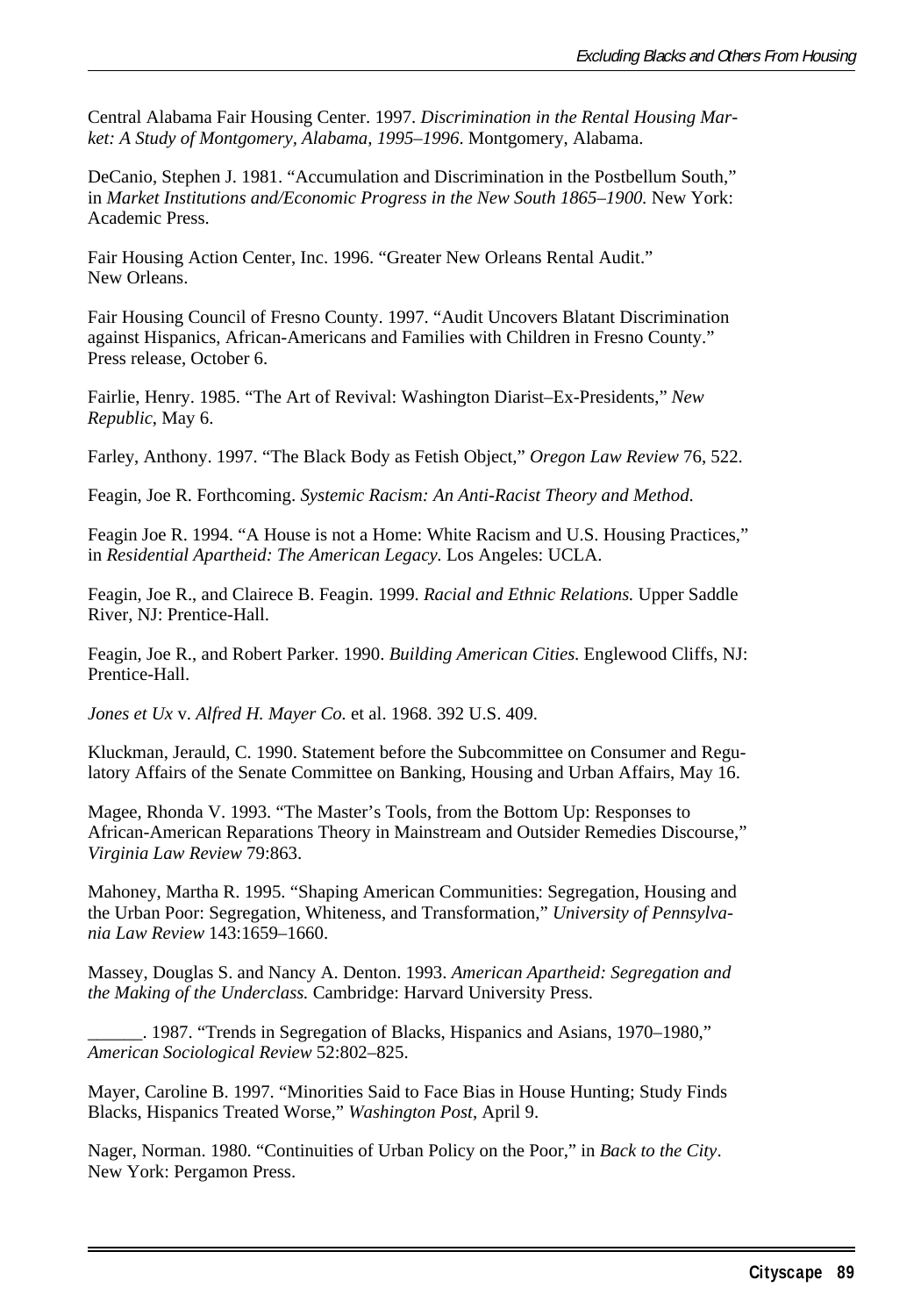Central Alabama Fair Housing Center. 1997. *Discrimination in the Rental Housing Market: A Study of Montgomery, Alabama, 1995–1996*. Montgomery, Alabama.

DeCanio, Stephen J. 1981. "Accumulation and Discrimination in the Postbellum South," in *Market Institutions and/Economic Progress in the New South 1865–1900.* New York: Academic Press.

Fair Housing Action Center, Inc. 1996. "Greater New Orleans Rental Audit." New Orleans.

Fair Housing Council of Fresno County. 1997. "Audit Uncovers Blatant Discrimination against Hispanics, African-Americans and Families with Children in Fresno County." Press release, October 6.

Fairlie, Henry. 1985. "The Art of Revival: Washington Diarist–Ex-Presidents," *New Republic*, May 6.

Farley, Anthony. 1997. "The Black Body as Fetish Object," *Oregon Law Review* 76, 522.

Feagin, Joe R. Forthcoming. *Systemic Racism: An Anti-Racist Theory and Method.*

Feagin Joe R. 1994. "A House is not a Home: White Racism and U.S. Housing Practices," in *Residential Apartheid: The American Legacy.* Los Angeles: UCLA.

Feagin, Joe R., and Clairece B. Feagin. 1999. *Racial and Ethnic Relations.* Upper Saddle River, NJ: Prentice-Hall.

Feagin, Joe R., and Robert Parker. 1990. *Building American Cities.* Englewood Cliffs, NJ: Prentice-Hall.

*Jones et Ux* v. *Alfred H. Mayer Co.* et al. 1968. 392 U.S. 409.

Kluckman, Jerauld, C. 1990. Statement before the Subcommittee on Consumer and Regulatory Affairs of the Senate Committee on Banking, Housing and Urban Affairs, May 16.

Magee, Rhonda V. 1993. "The Master's Tools, from the Bottom Up: Responses to African-American Reparations Theory in Mainstream and Outsider Remedies Discourse," *Virginia Law Review* 79:863.

Mahoney, Martha R. 1995. "Shaping American Communities: Segregation, Housing and the Urban Poor: Segregation, Whiteness, and Transformation," *University of Pennsylvania Law Review* 143:1659–1660.

Massey, Douglas S. and Nancy A. Denton. 1993. *American Apartheid: Segregation and the Making of the Underclass.* Cambridge: Harvard University Press.

______. 1987. "Trends in Segregation of Blacks, Hispanics and Asians, 1970–1980," *American Sociological Review* 52:802–825.

Mayer, Caroline B. 1997. "Minorities Said to Face Bias in House Hunting; Study Finds Blacks, Hispanics Treated Worse," *Washington Post*, April 9.

Nager, Norman. 1980. "Continuities of Urban Policy on the Poor," in *Back to the City*. New York: Pergamon Press.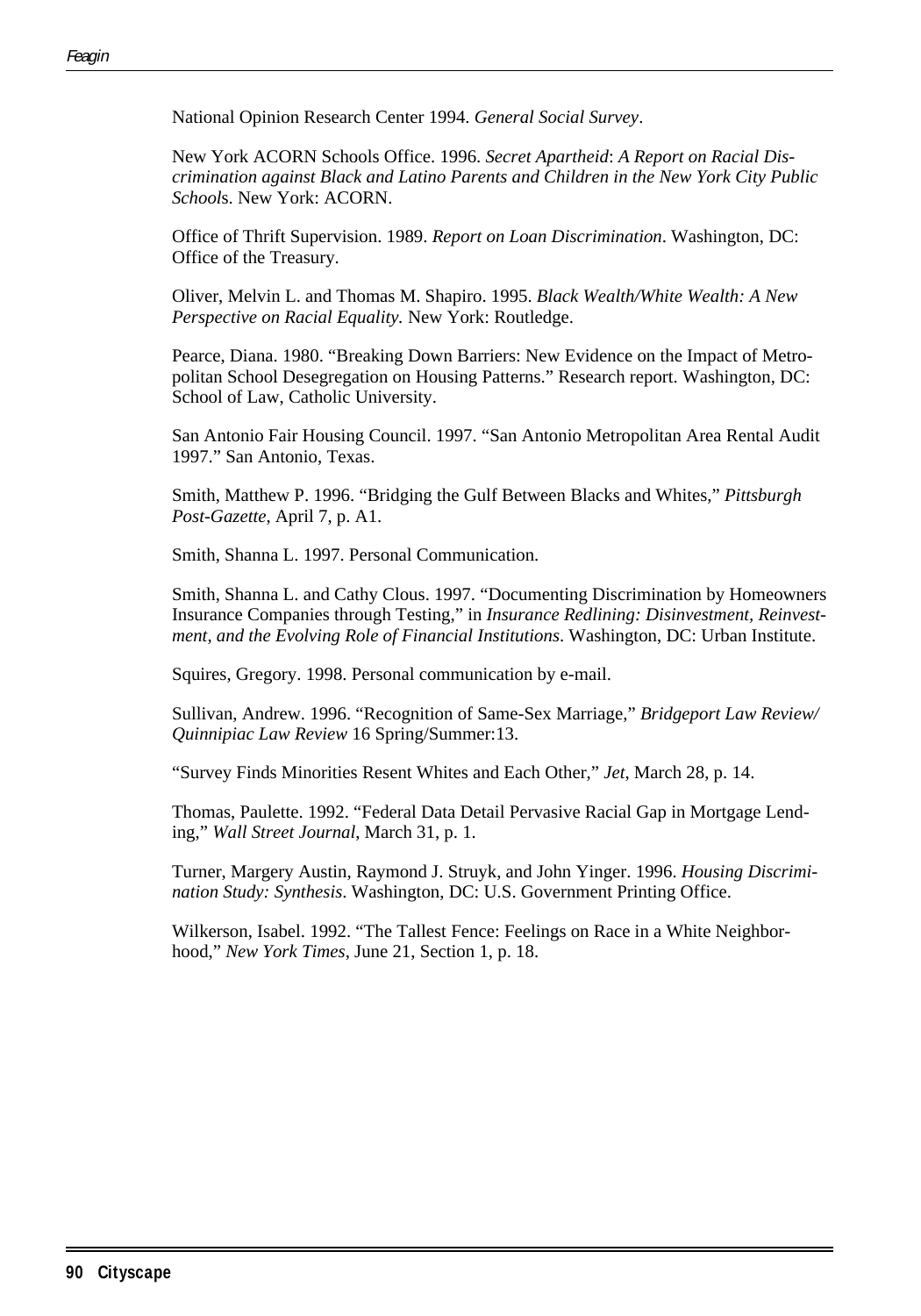National Opinion Research Center 1994. *General Social Survey*.

New York ACORN Schools Office. 1996. *Secret Apartheid*: *A Report on Racial Discrimination against Black and Latino Parents and Children in the New York City Public Schools*. New York: ACORN.

Office of Thrift Supervision. 1989. *Report on Loan Discrimination*. Washington, DC: Office of the Treasury.

Oliver, Melvin L. and Thomas M. Shapiro. 1995. *Black Wealth/White Wealth: A New Perspective on Racial Equality.* New York: Routledge.

Pearce, Diana. 1980. "Breaking Down Barriers: New Evidence on the Impact of Metropolitan School Desegregation on Housing Patterns." Research report. Washington, DC: School of Law, Catholic University.

San Antonio Fair Housing Council. 1997. "San Antonio Metropolitan Area Rental Audit 1997." San Antonio, Texas.

Smith, Matthew P. 1996. "Bridging the Gulf Between Blacks and Whites," *Pittsburgh Post-Gazette*, April 7, p. A1.

Smith, Shanna L. 1997. Personal Communication.

Smith, Shanna L. and Cathy Clous. 1997. "Documenting Discrimination by Homeowners Insurance Companies through Testing," in *Insurance Redlining: Disinvestment, Reinvestment, and the Evolving Role of Financial Institutions*. Washington, DC: Urban Institute.

Squires, Gregory. 1998. Personal communication by e-mail.

Sullivan, Andrew. 1996. "Recognition of Same-Sex Marriage," *Bridgeport Law Review/ Quinnipiac Law Review* 16 Spring/Summer:13.

"Survey Finds Minorities Resent Whites and Each Other," *Jet*, March 28, p. 14.

Thomas, Paulette. 1992. "Federal Data Detail Pervasive Racial Gap in Mortgage Lending," *Wall Street Journal*, March 31, p. 1.

Turner, Margery Austin, Raymond J. Struyk, and John Yinger. 1996. *Housing Discrimination Study: Synthesis*. Washington, DC: U.S. Government Printing Office.

Wilkerson, Isabel. 1992. "The Tallest Fence: Feelings on Race in a White Neighborhood," *New York Times*, June 21, Section 1, p. 18.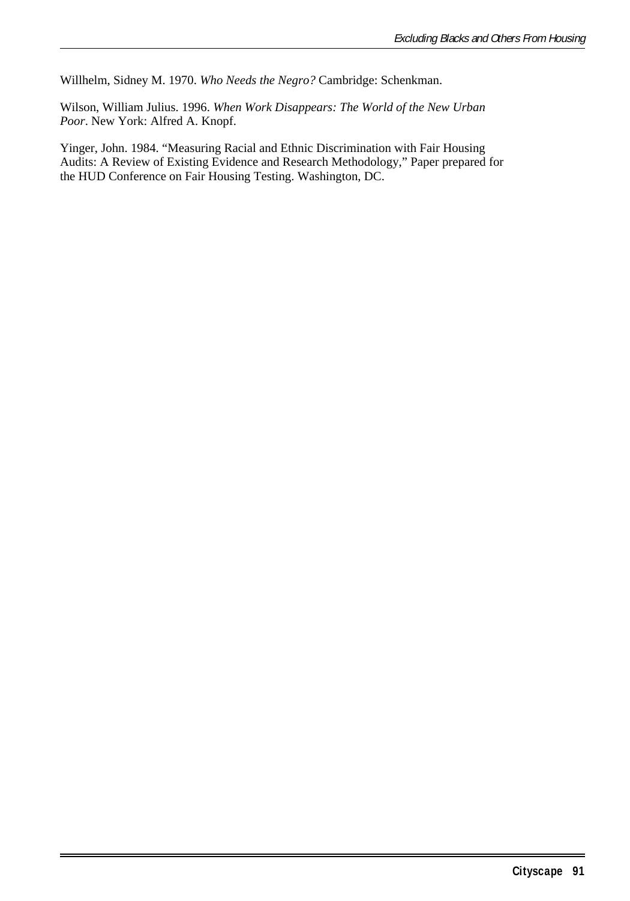Willhelm, Sidney M. 1970. *Who Needs the Negro?* Cambridge: Schenkman.

Wilson, William Julius. 1996. *When Work Disappears: The World of the New Urban Poor*. New York: Alfred A. Knopf.

Yinger, John. 1984. "Measuring Racial and Ethnic Discrimination with Fair Housing Audits: A Review of Existing Evidence and Research Methodology," Paper prepared for the HUD Conference on Fair Housing Testing. Washington, DC.